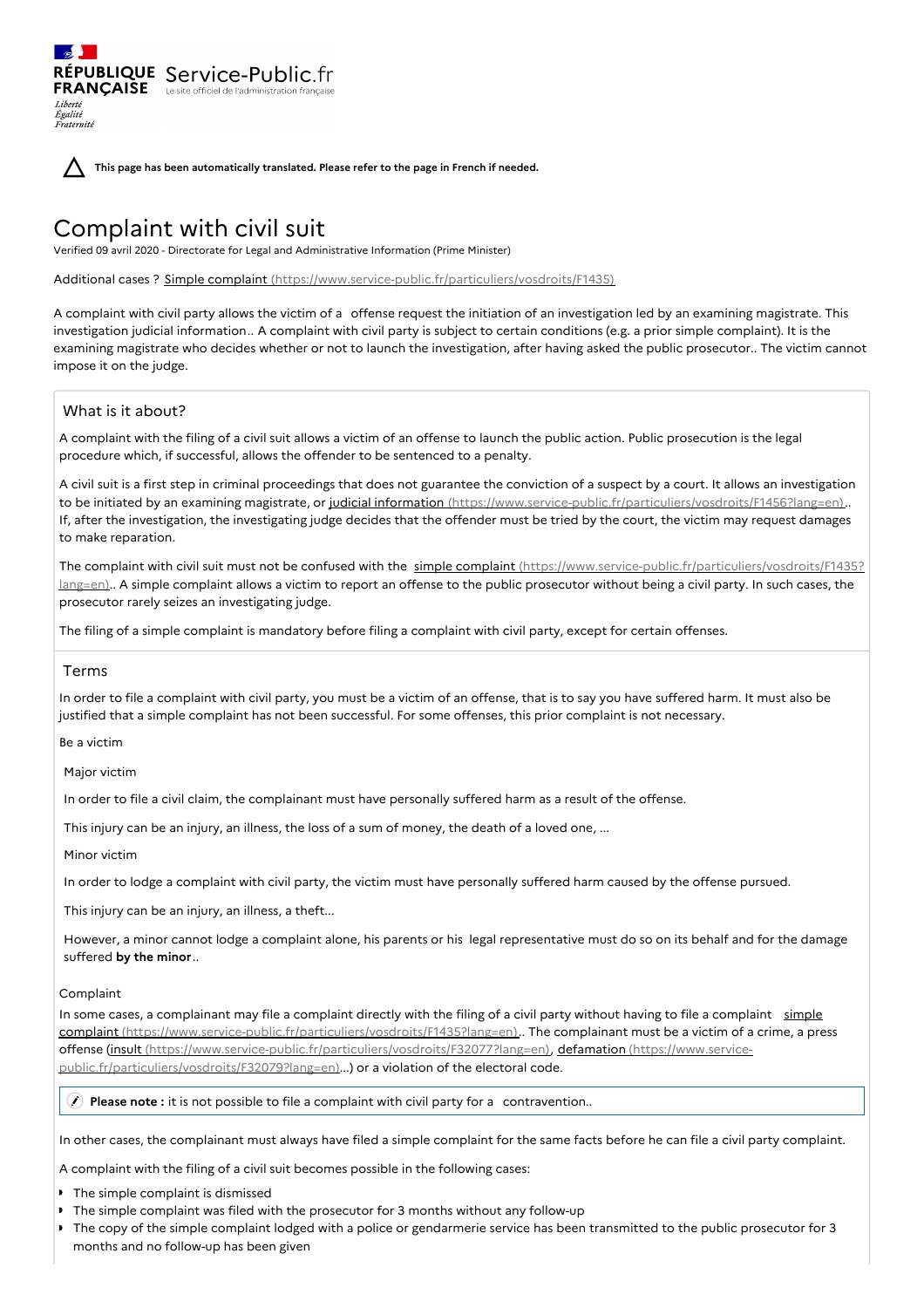RÉPUBLIQUE FRANÇAISE Service-Public.fr
Le site officiel de l'administration française

**This page has been automatically translated. Please refer to the page in French if needed.**

# Complaint with civil suit

Verified 09 avril 2020 - Directorate for Legal and Administrative Information (Prime Minister)

Additional cases ? Simple complaint (https://www.service-public.fr/particuliers/vosdroits/F1435)

A complaint with civil party allows the victim of a offense request the initiation of an investigation led by an examining magistrate. This investigation judicial information.. A complaint with civil party is subject to certain conditions (e.g. a prior simple complaint). It is the examining magistrate who decides whether or not to launch the investigation, after having asked the public prosecutor.. The victim cannot impose it on the judge.

## What is it about?

A complaint with the filing of a civil suit allows a victim of an offense to launch the public action. Public prosecution is the legal procedure which, if successful, allows the offender to be sentenced to a penalty.

A civil suit is a first step in criminal proceedings that does not guarantee the conviction of a suspect by a court. It allows an investigation to be initiated by an examining magistrate, or judicial information (https://www.service-public.fr/particuliers/vosdroits/F1456?lang=en).. If, after the investigation, the investigating judge decides that the offender must be tried by the court, the victim may request damages to make reparation.

The complaint with civil suit must not be confused with the simple complaint (https://www.service-public.fr/particuliers/vosdroits/F1435?lang=en).. A simple complaint allows a victim to report an offense to the public prosecutor without being a civil party. In such cases, the prosecutor rarely seizes an investigating judge.

The filing of a simple complaint is mandatory before filing a complaint with civil party, except for certain offenses.

## Terms

In order to file a complaint with civil party, you must be a victim of an offense, that is to say you have suffered harm. It must also be justified that a simple complaint has not been successful. For some offenses, this prior complaint is not necessary.

Be a victim

Major victim

In order to file a civil claim, the complainant must have personally suffered harm as a result of the offense.

This injury can be an injury, an illness, the loss of a sum of money, the death of a loved one, ...

Minor victim

In order to lodge a complaint with civil party, the victim must have personally suffered harm caused by the offense pursued.

This injury can be an injury, an illness, a theft...

However, a minor cannot lodge a complaint alone, his parents or his legal representative must do so on its behalf and for the damage suffered **by the minor**..

Complaint

In some cases, a complainant may file a complaint directly with the filing of a civil party without having to file a complaint simple complaint (https://www.service-public.fr/particuliers/vosdroits/F1435?lang=en).. The complainant must be a victim of a crime, a press offense (insult (https://www.service-public.fr/particuliers/vosdroits/F32077?lang=en), defamation (https://www.service-public.fr/particuliers/vosdroits/F32079?lang=en)...) or a violation of the electoral code.

**Please note :** it is not possible to file a complaint with civil party for a contravention..

In other cases, the complainant must always have filed a simple complaint for the same facts before he can file a civil party complaint.

A complaint with the filing of a civil suit becomes possible in the following cases:

- The simple complaint is dismissed
- The simple complaint was filed with the prosecutor for 3 months without any follow-up
- The copy of the simple complaint lodged with a police or gendarmerie service has been transmitted to the public prosecutor for 3 months and no follow-up has been given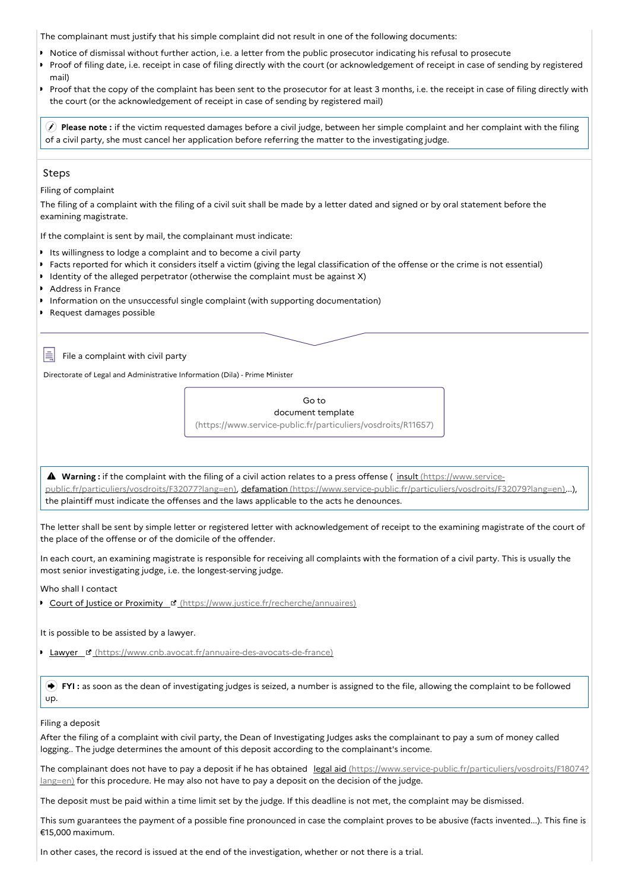The complainant must justify that his simple complaint did not result in one of the following documents:

- Notice of dismissal without further action, i.e. a letter from the public prosecutor indicating his refusal to prosecute
- Proof of filing date, i.e. receipt in case of filing directly with the court (or acknowledgement of receipt in case of sending by registered mail)
- Proof that the copy of the complaint has been sent to the prosecutor for at least 3 months, i.e. the receipt in case of filing directly with the court (or the acknowledgement of receipt in case of sending by registered mail)

> **Please note :** if the victim requested damages before a civil judge, between her simple complaint and her complaint with the filing of a civil party, she must cancel her application before referring the matter to the investigating judge.

## Steps

### Filing of complaint

The filing of a complaint with the filing of a civil suit shall be made by a letter dated and signed or by oral statement before the examining magistrate.

If the complaint is sent by mail, the complainant must indicate:

- Its willingness to lodge a complaint and to become a civil party
- Facts reported for which it considers itself a victim (giving the legal classification of the offense or the crime is not essential)
- Identity of the alleged perpetrator (otherwise the complaint must be against X)
- Address in France
- Information on the unsuccessful single complaint (with supporting documentation)
- Request damages possible

File a complaint with civil party

Directorate of Legal and Administrative Information (Dila) - Prime Minister

Go to document template (https://www.service-public.fr/particuliers/vosdroits/R11657)

> **Warning :** if the complaint with the filing of a civil action relates to a press offense ( insult (https://www.service-public.fr/particuliers/vosdroits/F32077?lang=en), defamation (https://www.service-public.fr/particuliers/vosdroits/F32079?lang=en)...), the plaintiff must indicate the offenses and the laws applicable to the acts he denounces.

The letter shall be sent by simple letter or registered letter with acknowledgement of receipt to the examining magistrate of the court of the place of the offense or of the domicile of the offender.

In each court, an examining magistrate is responsible for receiving all complaints with the formation of a civil party. This is usually the most senior investigating judge, i.e. the longest-serving judge.

Who shall I contact

- Court of Justice or Proximity (https://www.justice.fr/recherche/annuaires)

It is possible to be assisted by a lawyer.

- Lawyer (https://www.cnb.avocat.fr/annuaire-des-avocats-de-france)

> **FYI :** as soon as the dean of investigating judges is seized, a number is assigned to the file, allowing the complaint to be followed up.

### Filing a deposit

After the filing of a complaint with civil party, the Dean of Investigating Judges asks the complainant to pay a sum of money called logging.. The judge determines the amount of this deposit according to the complainant's income.

The complainant does not have to pay a deposit if he has obtained legal aid (https://www.service-public.fr/particuliers/vosdroits/F18074?lang=en) for this procedure. He may also not have to pay a deposit on the decision of the judge.

The deposit must be paid within a time limit set by the judge. If this deadline is not met, the complaint may be dismissed.

This sum guarantees the payment of a possible fine pronounced in case the complaint proves to be abusive (facts invented...). This fine is €15,000 maximum.

In other cases, the record is issued at the end of the investigation, whether or not there is a trial.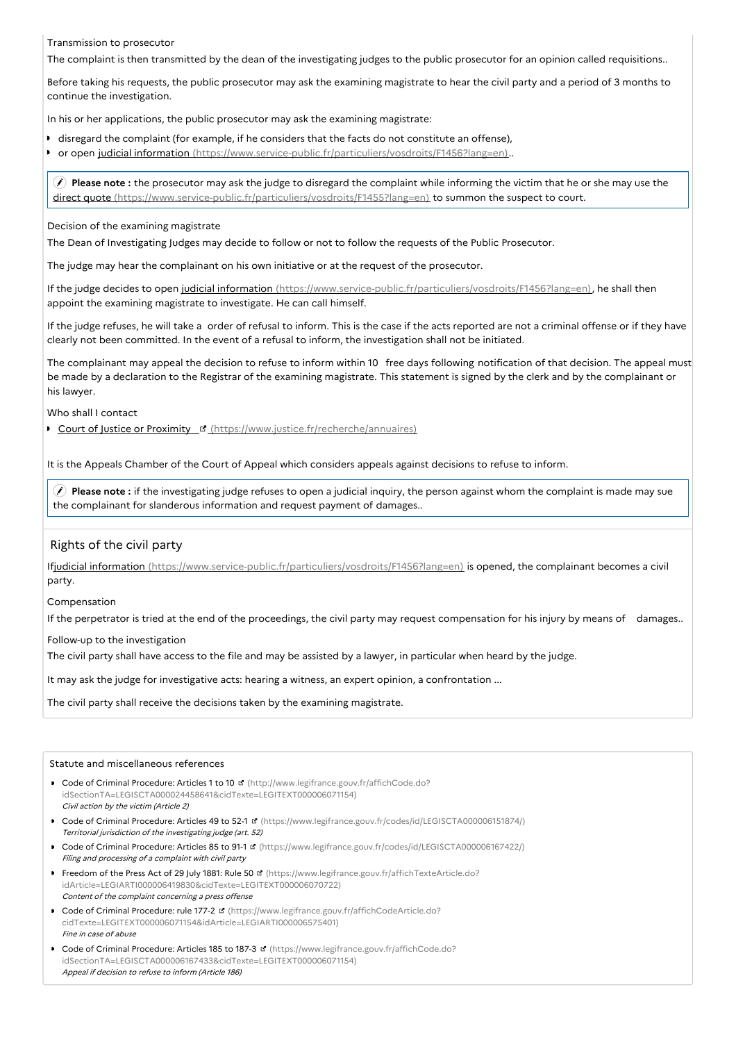Transmission to prosecutor

The complaint is then transmitted by the dean of the investigating judges to the public prosecutor for an opinion called requisitions..

Before taking his requests, the public prosecutor may ask the examining magistrate to hear the civil party and a period of 3 months to continue the investigation.

In his or her applications, the public prosecutor may ask the examining magistrate:

- disregard the complaint (for example, if he considers that the facts do not constitute an offense),
- or open judicial information (https://www.service-public.fr/particuliers/vosdroits/F1456?lang=en)..

> **Please note :** the prosecutor may ask the judge to disregard the complaint while informing the victim that he or she may use the direct quote (https://www.service-public.fr/particuliers/vosdroits/F1455?lang=en) to summon the suspect to court.

Decision of the examining magistrate

The Dean of Investigating Judges may decide to follow or not to follow the requests of the Public Prosecutor.

The judge may hear the complainant on his own initiative or at the request of the prosecutor.

If the judge decides to open judicial information (https://www.service-public.fr/particuliers/vosdroits/F1456?lang=en), he shall then appoint the examining magistrate to investigate. He can call himself.

If the judge refuses, he will take a order of refusal to inform. This is the case if the acts reported are not a criminal offense or if they have clearly not been committed. In the event of a refusal to inform, the investigation shall not be initiated.

The complainant may appeal the decision to refuse to inform within 10 free days following notification of that decision. The appeal must be made by a declaration to the Registrar of the examining magistrate. This statement is signed by the clerk and by the complainant or his lawyer.

Who shall I contact

- Court of Justice or Proximity (https://www.justice.fr/recherche/annuaires)

It is the Appeals Chamber of the Court of Appeal which considers appeals against decisions to refuse to inform.

> **Please note :** if the investigating judge refuses to open a judicial inquiry, the person against whom the complaint is made may sue the complainant for slanderous information and request payment of damages..

## Rights of the civil party

Ifjudicial information (https://www.service-public.fr/particuliers/vosdroits/F1456?lang=en) is opened, the complainant becomes a civil party.

Compensation

If the perpetrator is tried at the end of the proceedings, the civil party may request compensation for his injury by means of damages..

Follow-up to the investigation

The civil party shall have access to the file and may be assisted by a lawyer, in particular when heard by the judge.

It may ask the judge for investigative acts: hearing a witness, an expert opinion, a confrontation ...

The civil party shall receive the decisions taken by the examining magistrate.

Statute and miscellaneous references

- Code of Criminal Procedure: Articles 1 to 10 (http://www.legifrance.gouv.fr/affichCode.do?idSectionTA=LEGISCTA000024458641&cidTexte=LEGITEXT000006071154)
  *Civil action by the victim (Article 2)*
- Code of Criminal Procedure: Articles 49 to 52-1 (https://www.legifrance.gouv.fr/codes/id/LEGISCTA000006151874/)
  *Territorial jurisdiction of the investigating judge (art. 52)*
- Code of Criminal Procedure: Articles 85 to 91-1 (https://www.legifrance.gouv.fr/codes/id/LEGISCTA000006167422/)
  *Filing and processing of a complaint with civil party*
- Freedom of the Press Act of 29 July 1881: Rule 50 (https://www.legifrance.gouv.fr/affichTexteArticle.do?idArticle=LEGIARTI000006419830&cidTexte=LEGITEXT000006070722)
  *Content of the complaint concerning a press offense*
- Code of Criminal Procedure: rule 177-2 (https://www.legifrance.gouv.fr/affichCodeArticle.do?cidTexte=LEGITEXT000006071154&idArticle=LEGIARTI000006575401)
  *Fine in case of abuse*
- Code of Criminal Procedure: Articles 185 to 187-3 (https://www.legifrance.gouv.fr/affichCode.do?idSectionTA=LEGISCTA000006167433&cidTexte=LEGITEXT000006071154)
  *Appeal if decision to refuse to inform (Article 186)*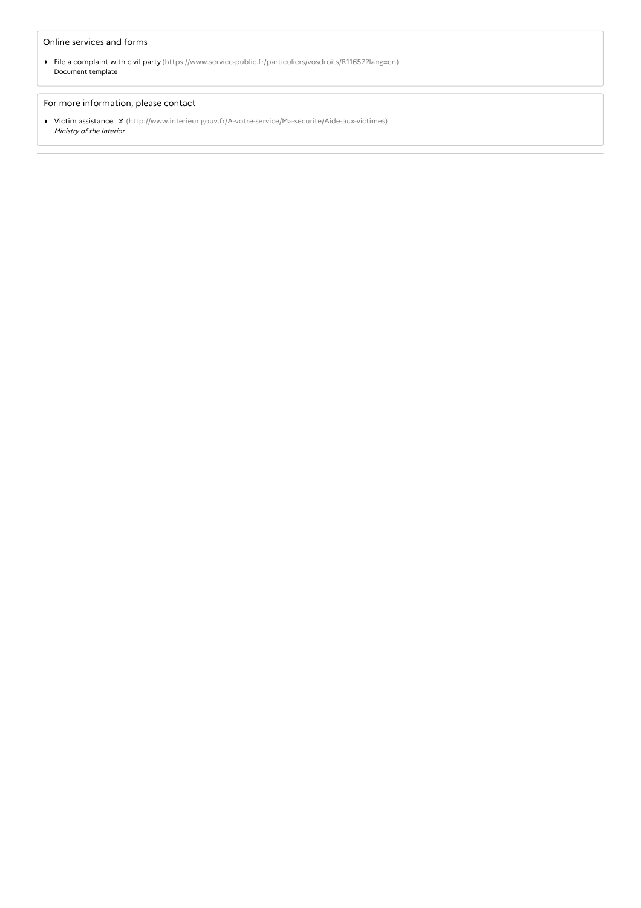## Online services and forms

- File a complaint with civil party (https://www.service-public.fr/particuliers/vosdroits/R11657?lang=en)
  Document template

## For more information, please contact

- Victim assistance (http://www.interieur.gouv.fr/A-votre-service/Ma-securite/Aide-aux-victimes)
  *Ministry of the Interior*